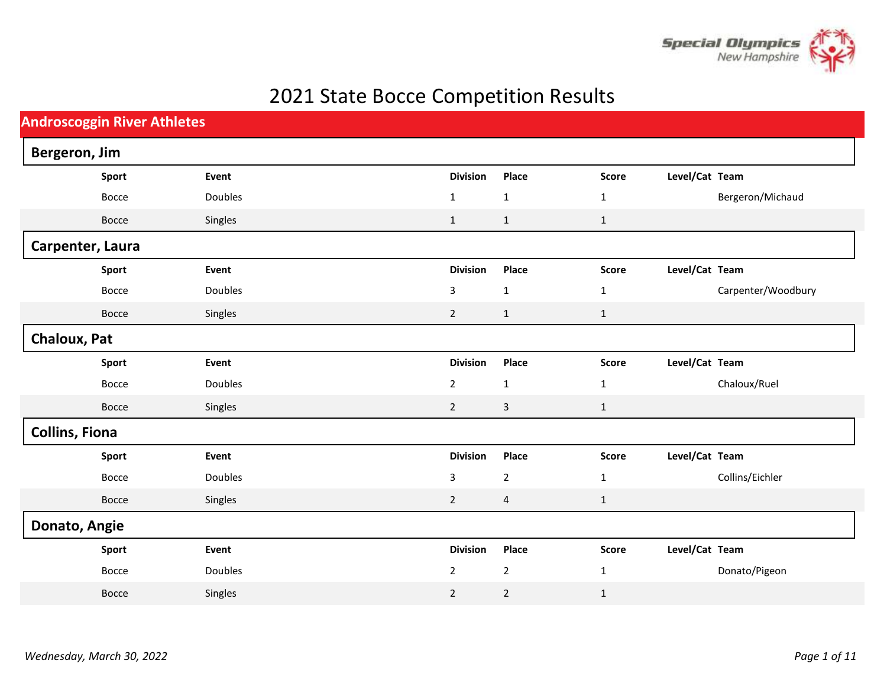# 2021 State Bocce Competition Results

## Androscoggin River Athletes

### Bergeron, Jim

| Sport | Event | Division | Place | Score | Level/Cat | Team |
|---|---|---|---|---|---|---|
| Bocce | Doubles | 1 | 1 | 1 | | Bergeron/Michaud |
| Bocce | Singles | 1 | 1 | 1 | | |

### Carpenter, Laura

| Sport | Event | Division | Place | Score | Level/Cat | Team |
|---|---|---|---|---|---|---|
| Bocce | Doubles | 3 | 1 | 1 | | Carpenter/Woodbury |
| Bocce | Singles | 2 | 1 | 1 | | |

### Chaloux, Pat

| Sport | Event | Division | Place | Score | Level/Cat | Team |
|---|---|---|---|---|---|---|
| Bocce | Doubles | 2 | 1 | 1 | | Chaloux/Ruel |
| Bocce | Singles | 2 | 3 | 1 | | |

### Collins, Fiona

| Sport | Event | Division | Place | Score | Level/Cat | Team |
|---|---|---|---|---|---|---|
| Bocce | Doubles | 3 | 2 | 1 | | Collins/Eichler |
| Bocce | Singles | 2 | 4 | 1 | | |

### Donato, Angie

| Sport | Event | Division | Place | Score | Level/Cat | Team |
|---|---|---|---|---|---|---|
| Bocce | Doubles | 2 | 2 | 1 | | Donato/Pigeon |
| Bocce | Singles | 2 | 2 | 1 | | |

*Wednesday, March 30, 2022*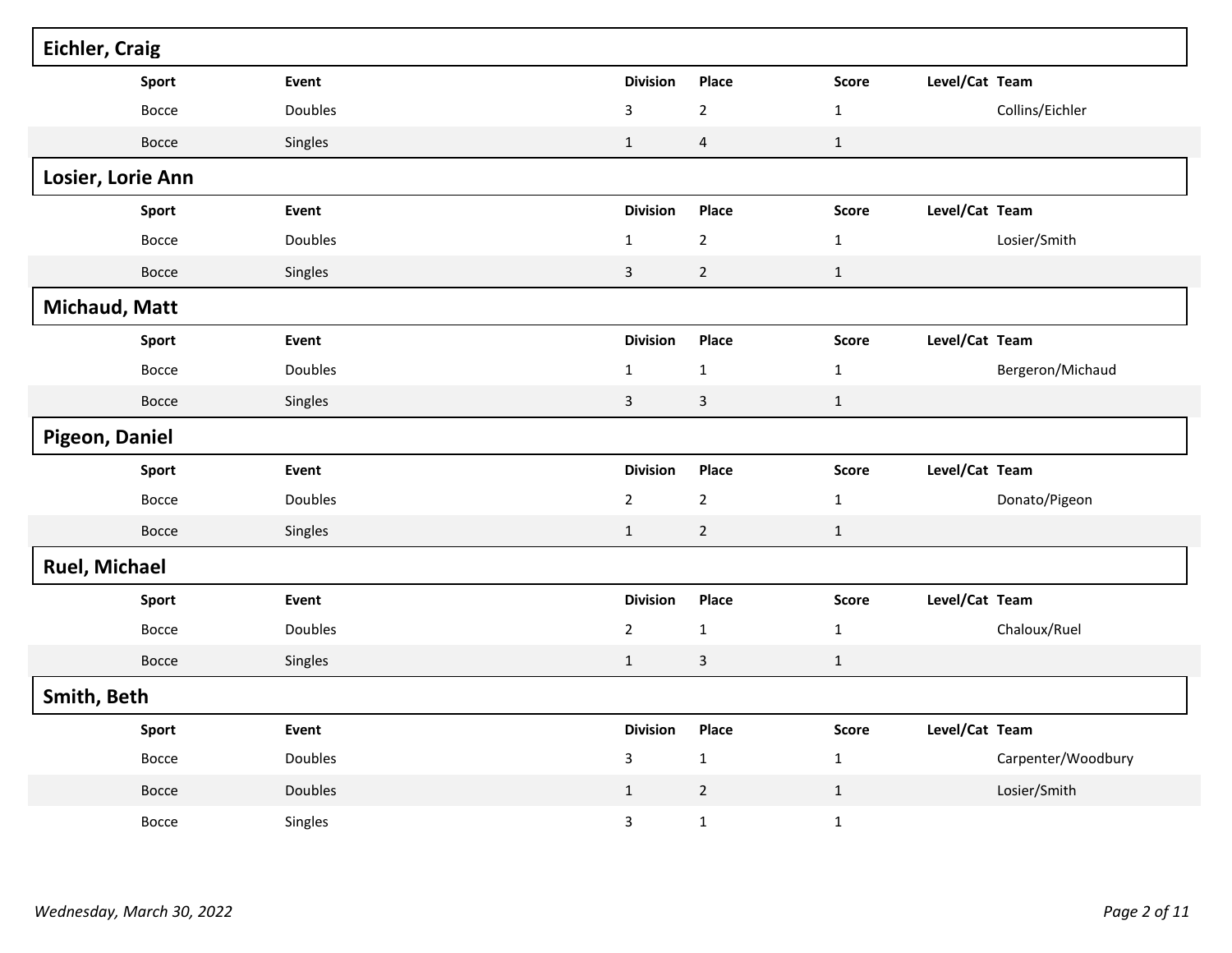## Eichler, Craig

| Sport | Event | Division | Place | Score | Level/Cat | Team |
|---|---|---|---|---|---|---|
| Bocce | Doubles | 3 | 2 | 1 | | Collins/Eichler |
| Bocce | Singles | 1 | 4 | 1 | | |

## Losier, Lorie Ann

| Sport | Event | Division | Place | Score | Level/Cat | Team |
|---|---|---|---|---|---|---|
| Bocce | Doubles | 1 | 2 | 1 | | Losier/Smith |
| Bocce | Singles | 3 | 2 | 1 | | |

## Michaud, Matt

| Sport | Event | Division | Place | Score | Level/Cat | Team |
|---|---|---|---|---|---|---|
| Bocce | Doubles | 1 | 1 | 1 | | Bergeron/Michaud |
| Bocce | Singles | 3 | 3 | 1 | | |

## Pigeon, Daniel

| Sport | Event | Division | Place | Score | Level/Cat | Team |
|---|---|---|---|---|---|---|
| Bocce | Doubles | 2 | 2 | 1 | | Donato/Pigeon |
| Bocce | Singles | 1 | 2 | 1 | | |

## Ruel, Michael

| Sport | Event | Division | Place | Score | Level/Cat | Team |
|---|---|---|---|---|---|---|
| Bocce | Doubles | 2 | 1 | 1 | | Chaloux/Ruel |
| Bocce | Singles | 1 | 3 | 1 | | |

## Smith, Beth

| Sport | Event | Division | Place | Score | Level/Cat | Team |
|---|---|---|---|---|---|---|
| Bocce | Doubles | 3 | 1 | 1 | | Carpenter/Woodbury |
| Bocce | Doubles | 1 | 2 | 1 | | Losier/Smith |
| Bocce | Singles | 3 | 1 | 1 | | |

*Wednesday, March 30, 2022*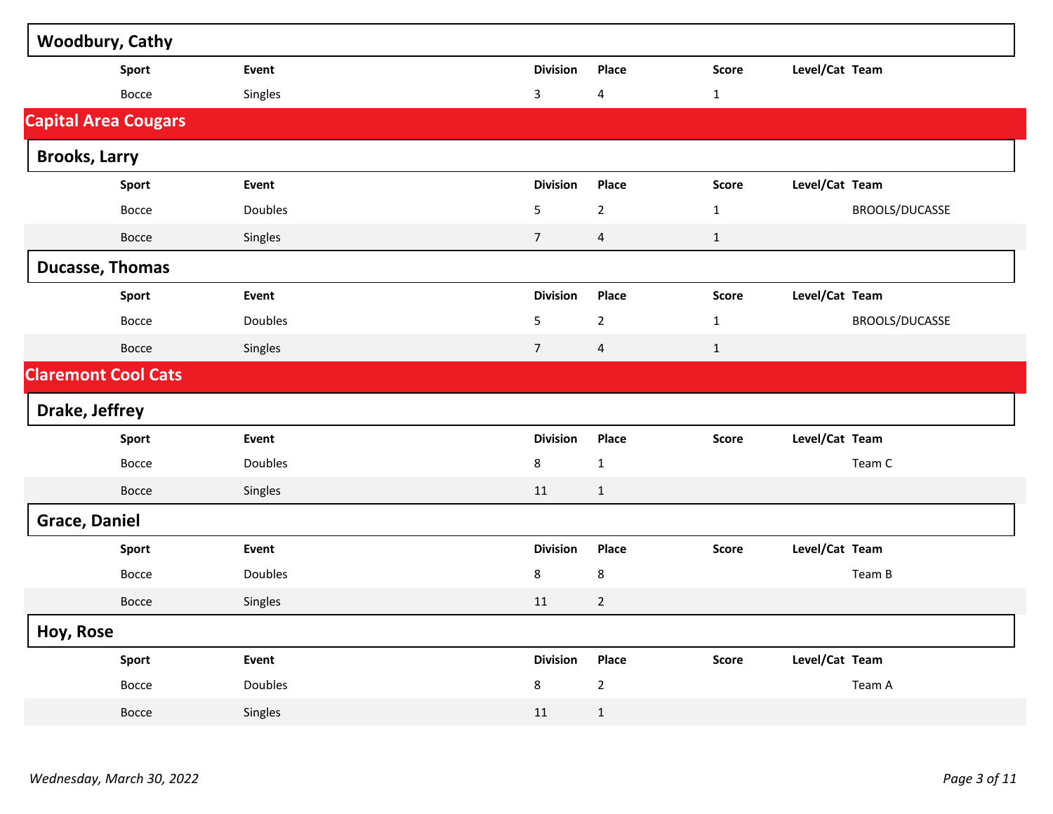### Woodbury, Cathy

| Sport | Event | Division | Place | Score | Level/Cat | Team |
|---|---|---|---|---|---|---|
| Bocce | Singles | 3 | 4 | 1 | | |

## Capital Area Cougars

### Brooks, Larry

| Sport | Event | Division | Place | Score | Level/Cat | Team |
|---|---|---|---|---|---|---|
| Bocce | Doubles | 5 | 2 | 1 | | BROOLS/DUCASSE |
| Bocce | Singles | 7 | 4 | 1 | | |

### Ducasse, Thomas

| Sport | Event | Division | Place | Score | Level/Cat | Team |
|---|---|---|---|---|---|---|
| Bocce | Doubles | 5 | 2 | 1 | | BROOLS/DUCASSE |
| Bocce | Singles | 7 | 4 | 1 | | |

## Claremont Cool Cats

### Drake, Jeffrey

| Sport | Event | Division | Place | Score | Level/Cat | Team |
|---|---|---|---|---|---|---|
| Bocce | Doubles | 8 | 1 | | | Team C |
| Bocce | Singles | 11 | 1 | | | |

### Grace, Daniel

| Sport | Event | Division | Place | Score | Level/Cat | Team |
|---|---|---|---|---|---|---|
| Bocce | Doubles | 8 | 8 | | | Team B |
| Bocce | Singles | 11 | 2 | | | |

### Hoy, Rose

| Sport | Event | Division | Place | Score | Level/Cat | Team |
|---|---|---|---|---|---|---|
| Bocce | Doubles | 8 | 2 | | | Team A |
| Bocce | Singles | 11 | 1 | | | |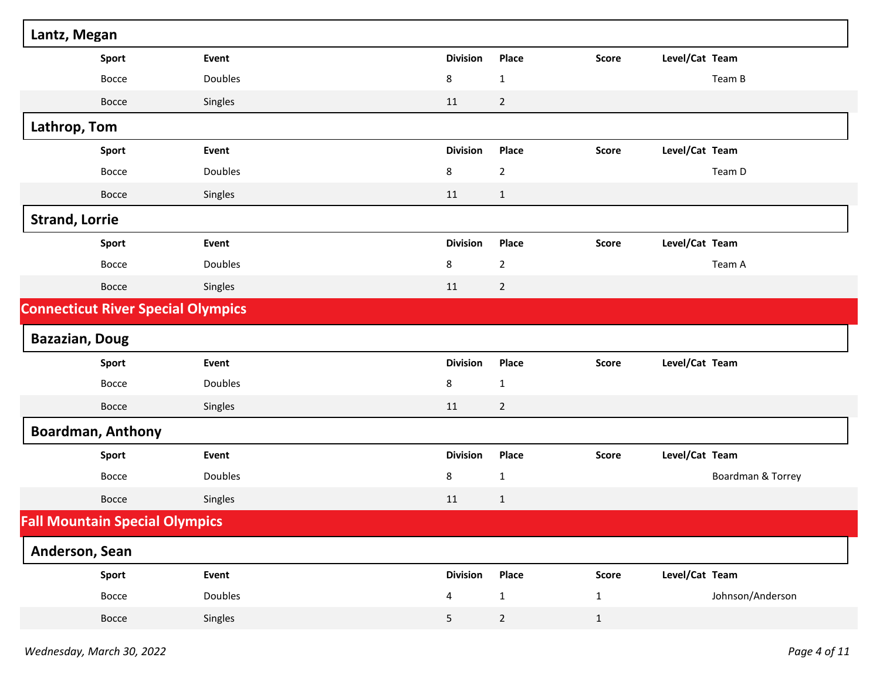### Lantz, Megan

| Sport | Event | Division | Place | Score | Level/Cat | Team |
|---|---|---|---|---|---|---|
| Bocce | Doubles | 8 | 1 | | | Team B |
| Bocce | Singles | 11 | 2 | | | |

### Lathrop, Tom

| Sport | Event | Division | Place | Score | Level/Cat | Team |
|---|---|---|---|---|---|---|
| Bocce | Doubles | 8 | 2 | | | Team D |
| Bocce | Singles | 11 | 1 | | | |

### Strand, Lorrie

| Sport | Event | Division | Place | Score | Level/Cat | Team |
|---|---|---|---|---|---|---|
| Bocce | Doubles | 8 | 2 | | | Team A |
| Bocce | Singles | 11 | 2 | | | |

## Connecticut River Special Olympics

### Bazazian, Doug

| Sport | Event | Division | Place | Score | Level/Cat | Team |
|---|---|---|---|---|---|---|
| Bocce | Doubles | 8 | 1 | | | |
| Bocce | Singles | 11 | 2 | | | |

### Boardman, Anthony

| Sport | Event | Division | Place | Score | Level/Cat | Team |
|---|---|---|---|---|---|---|
| Bocce | Doubles | 8 | 1 | | | Boardman & Torrey |
| Bocce | Singles | 11 | 1 | | | |

## Fall Mountain Special Olympics

### Anderson, Sean

| Sport | Event | Division | Place | Score | Level/Cat | Team |
|---|---|---|---|---|---|---|
| Bocce | Doubles | 4 | 1 | 1 | | Johnson/Anderson |
| Bocce | Singles | 5 | 2 | 1 | | |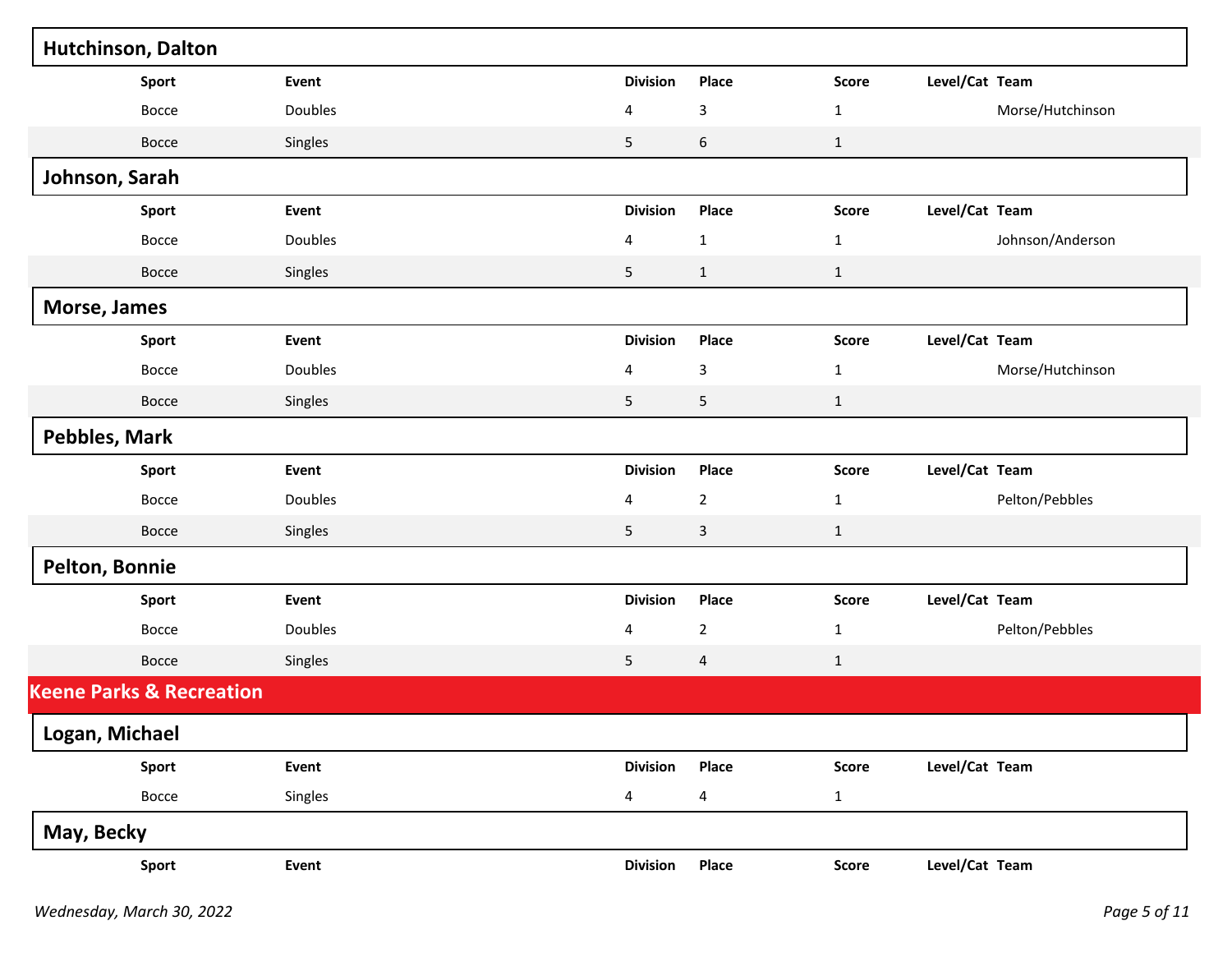### Hutchinson, Dalton

| Sport | Event | Division | Place | Score | Level/Cat | Team |
|---|---|---|---|---|---|---|
| Bocce | Doubles | 4 | 3 | 1 | | Morse/Hutchinson |
| Bocce | Singles | 5 | 6 | 1 | | |

### Johnson, Sarah

| Sport | Event | Division | Place | Score | Level/Cat | Team |
|---|---|---|---|---|---|---|
| Bocce | Doubles | 4 | 1 | 1 | | Johnson/Anderson |
| Bocce | Singles | 5 | 1 | 1 | | |

### Morse, James

| Sport | Event | Division | Place | Score | Level/Cat | Team |
|---|---|---|---|---|---|---|
| Bocce | Doubles | 4 | 3 | 1 | | Morse/Hutchinson |
| Bocce | Singles | 5 | 5 | 1 | | |

### Pebbles, Mark

| Sport | Event | Division | Place | Score | Level/Cat | Team |
|---|---|---|---|---|---|---|
| Bocce | Doubles | 4 | 2 | 1 | | Pelton/Pebbles |
| Bocce | Singles | 5 | 3 | 1 | | |

### Pelton, Bonnie

| Sport | Event | Division | Place | Score | Level/Cat | Team |
|---|---|---|---|---|---|---|
| Bocce | Doubles | 4 | 2 | 1 | | Pelton/Pebbles |
| Bocce | Singles | 5 | 4 | 1 | | |

## Keene Parks & Recreation

### Logan, Michael

| Sport | Event | Division | Place | Score | Level/Cat | Team |
|---|---|---|---|---|---|---|
| Bocce | Singles | 4 | 4 | 1 | | |

### May, Becky

| Sport | Event | Division | Place | Score | Level/Cat | Team |
|---|---|---|---|---|---|---|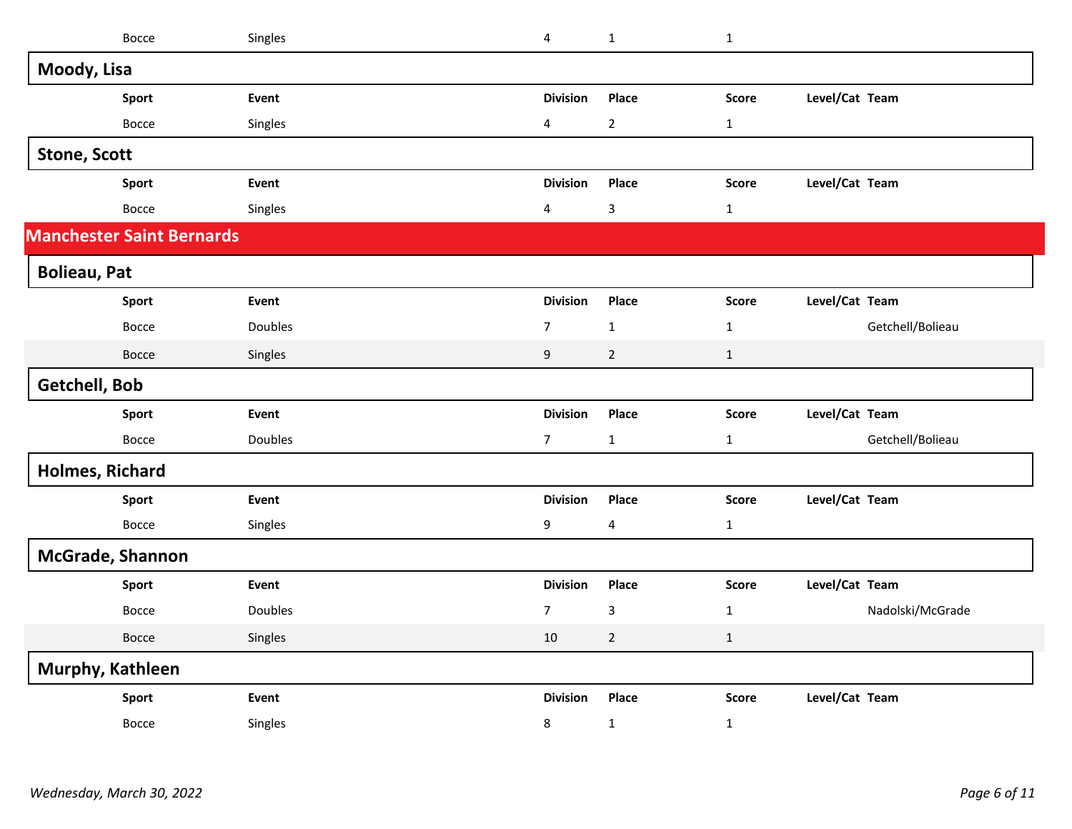| Sport | Event | Division | Place | Score | Level/Cat | Team |
|---|---|---|---|---|---|---|
| Bocce | Singles | 4 | 1 | 1 | | |

### Moody, Lisa

| Sport | Event | Division | Place | Score | Level/Cat | Team |
|---|---|---|---|---|---|---|
| Bocce | Singles | 4 | 2 | 1 | | |

### Stone, Scott

| Sport | Event | Division | Place | Score | Level/Cat | Team |
|---|---|---|---|---|---|---|
| Bocce | Singles | 4 | 3 | 1 | | |

## Manchester Saint Bernards

### Bolieau, Pat

| Sport | Event | Division | Place | Score | Level/Cat | Team |
|---|---|---|---|---|---|---|
| Bocce | Doubles | 7 | 1 | 1 | | Getchell/Bolieau |
| Bocce | Singles | 9 | 2 | 1 | | |

### Getchell, Bob

| Sport | Event | Division | Place | Score | Level/Cat | Team |
|---|---|---|---|---|---|---|
| Bocce | Doubles | 7 | 1 | 1 | | Getchell/Bolieau |

### Holmes, Richard

| Sport | Event | Division | Place | Score | Level/Cat | Team |
|---|---|---|---|---|---|---|
| Bocce | Singles | 9 | 4 | 1 | | |

### McGrade, Shannon

| Sport | Event | Division | Place | Score | Level/Cat | Team |
|---|---|---|---|---|---|---|
| Bocce | Doubles | 7 | 3 | 1 | | Nadolski/McGrade |
| Bocce | Singles | 10 | 2 | 1 | | |

### Murphy, Kathleen

| Sport | Event | Division | Place | Score | Level/Cat | Team |
|---|---|---|---|---|---|---|
| Bocce | Singles | 8 | 1 | 1 | | |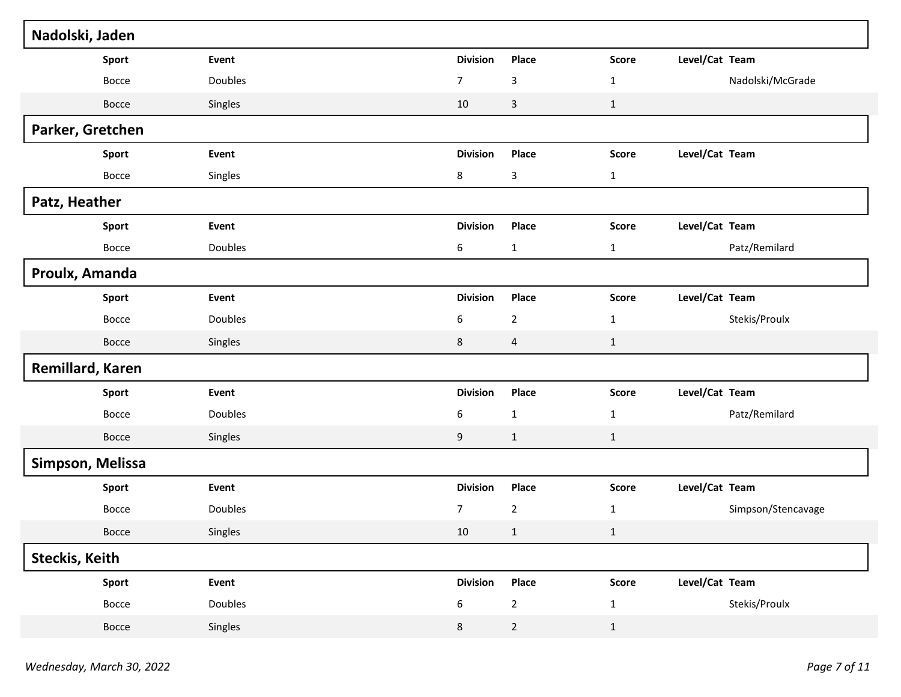## Nadolski, Jaden

| Sport | Event | Division | Place | Score | Level/Cat | Team |
|---|---|---|---|---|---|---|
| Bocce | Doubles | 7 | 3 | 1 | | Nadolski/McGrade |
| Bocce | Singles | 10 | 3 | 1 | | |

## Parker, Gretchen

| Sport | Event | Division | Place | Score | Level/Cat | Team |
|---|---|---|---|---|---|---|
| Bocce | Singles | 8 | 3 | 1 | | |

## Patz, Heather

| Sport | Event | Division | Place | Score | Level/Cat | Team |
|---|---|---|---|---|---|---|
| Bocce | Doubles | 6 | 1 | 1 | | Patz/Remilard |

## Proulx, Amanda

| Sport | Event | Division | Place | Score | Level/Cat | Team |
|---|---|---|---|---|---|---|
| Bocce | Doubles | 6 | 2 | 1 | | Stekis/Proulx |
| Bocce | Singles | 8 | 4 | 1 | | |

## Remillard, Karen

| Sport | Event | Division | Place | Score | Level/Cat | Team |
|---|---|---|---|---|---|---|
| Bocce | Doubles | 6 | 1 | 1 | | Patz/Remilard |
| Bocce | Singles | 9 | 1 | 1 | | |

## Simpson, Melissa

| Sport | Event | Division | Place | Score | Level/Cat | Team |
|---|---|---|---|---|---|---|
| Bocce | Doubles | 7 | 2 | 1 | | Simpson/Stencavage |
| Bocce | Singles | 10 | 1 | 1 | | |

## Steckis, Keith

| Sport | Event | Division | Place | Score | Level/Cat | Team |
|---|---|---|---|---|---|---|
| Bocce | Doubles | 6 | 2 | 1 | | Stekis/Proulx |
| Bocce | Singles | 8 | 2 | 1 | | |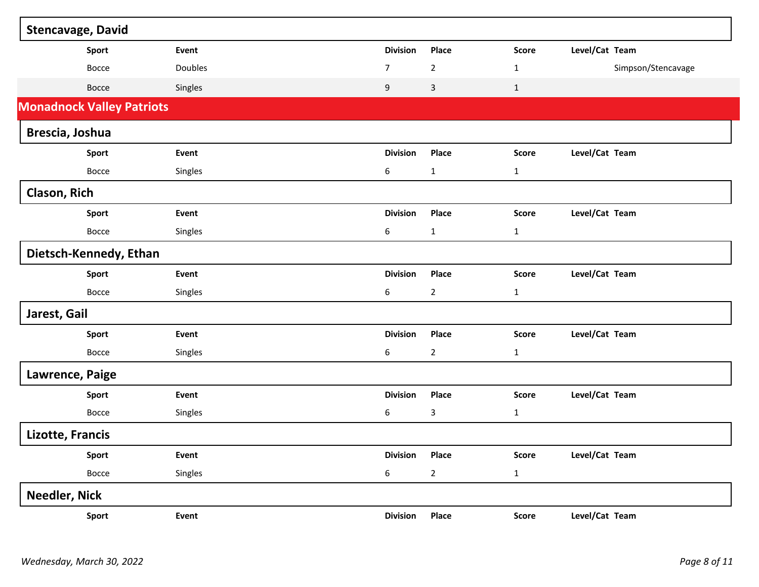### Stencavage, David

| Sport | Event | Division | Place | Score | Level/Cat | Team |
|---|---|---|---|---|---|---|
| Bocce | Doubles | 7 | 2 | 1 | | Simpson/Stencavage |
| Bocce | Singles | 9 | 3 | 1 | | |

## Monadnock Valley Patriots

### Brescia, Joshua

| Sport | Event | Division | Place | Score | Level/Cat | Team |
|---|---|---|---|---|---|---|
| Bocce | Singles | 6 | 1 | 1 | | |

### Clason, Rich

| Sport | Event | Division | Place | Score | Level/Cat | Team |
|---|---|---|---|---|---|---|
| Bocce | Singles | 6 | 1 | 1 | | |

### Dietsch-Kennedy, Ethan

| Sport | Event | Division | Place | Score | Level/Cat | Team |
|---|---|---|---|---|---|---|
| Bocce | Singles | 6 | 2 | 1 | | |

### Jarest, Gail

| Sport | Event | Division | Place | Score | Level/Cat | Team |
|---|---|---|---|---|---|---|
| Bocce | Singles | 6 | 2 | 1 | | |

### Lawrence, Paige

| Sport | Event | Division | Place | Score | Level/Cat | Team |
|---|---|---|---|---|---|---|
| Bocce | Singles | 6 | 3 | 1 | | |

### Lizotte, Francis

| Sport | Event | Division | Place | Score | Level/Cat | Team |
|---|---|---|---|---|---|---|
| Bocce | Singles | 6 | 2 | 1 | | |

### Needler, Nick

| Sport | Event | Division | Place | Score | Level/Cat | Team |
|---|---|---|---|---|---|---|

*Wednesday, March 30, 2022*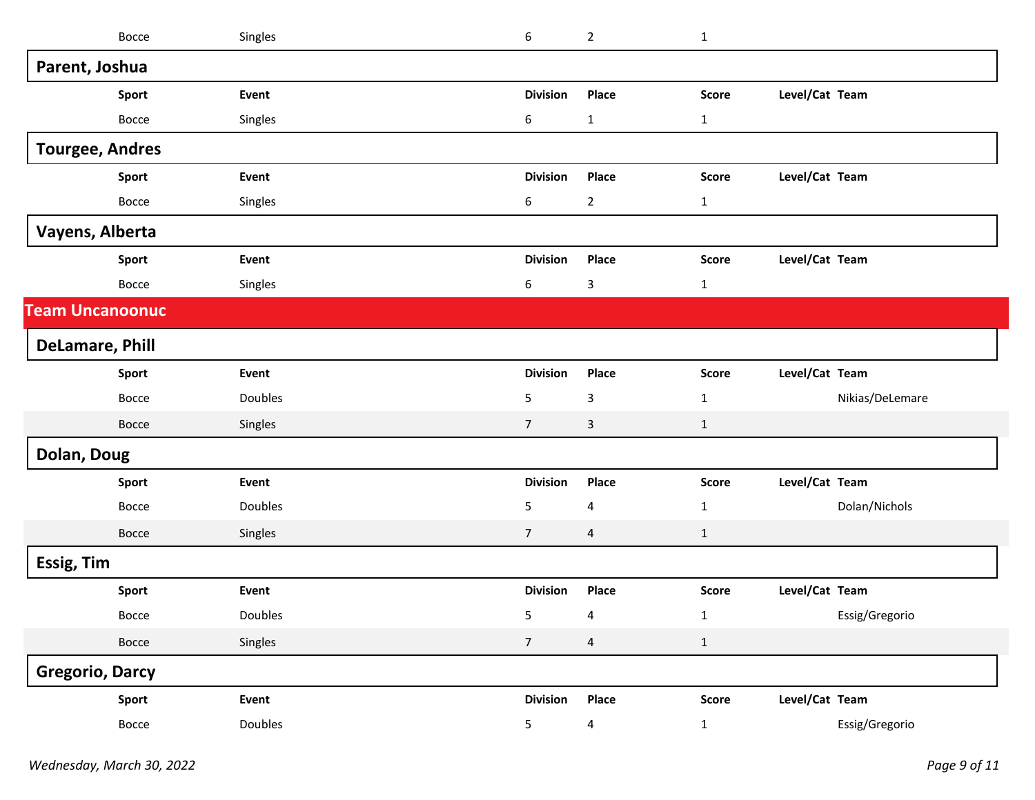| Sport | Event | Division | Place | Score | Level/Cat | Team |
|---|---|---|---|---|---|---|
| Bocce | Singles | 6 | 2 | 1 | | |

### Parent, Joshua

| Sport | Event | Division | Place | Score | Level/Cat | Team |
|---|---|---|---|---|---|---|
| Bocce | Singles | 6 | 1 | 1 | | |

### Tourgee, Andres

| Sport | Event | Division | Place | Score | Level/Cat | Team |
|---|---|---|---|---|---|---|
| Bocce | Singles | 6 | 2 | 1 | | |

### Vayens, Alberta

| Sport | Event | Division | Place | Score | Level/Cat | Team |
|---|---|---|---|---|---|---|
| Bocce | Singles | 6 | 3 | 1 | | |

## Team Uncanoonuc

### DeLamare, Phill

| Sport | Event | Division | Place | Score | Level/Cat | Team |
|---|---|---|---|---|---|---|
| Bocce | Doubles | 5 | 3 | 1 | | Nikias/DeLemare |
| Bocce | Singles | 7 | 3 | 1 | | |

### Dolan, Doug

| Sport | Event | Division | Place | Score | Level/Cat | Team |
|---|---|---|---|---|---|---|
| Bocce | Doubles | 5 | 4 | 1 | | Dolan/Nichols |
| Bocce | Singles | 7 | 4 | 1 | | |

### Essig, Tim

| Sport | Event | Division | Place | Score | Level/Cat | Team |
|---|---|---|---|---|---|---|
| Bocce | Doubles | 5 | 4 | 1 | | Essig/Gregorio |
| Bocce | Singles | 7 | 4 | 1 | | |

### Gregorio, Darcy

| Sport | Event | Division | Place | Score | Level/Cat | Team |
|---|---|---|---|---|---|---|
| Bocce | Doubles | 5 | 4 | 1 | | Essig/Gregorio |

*Wednesday, March 30, 2022*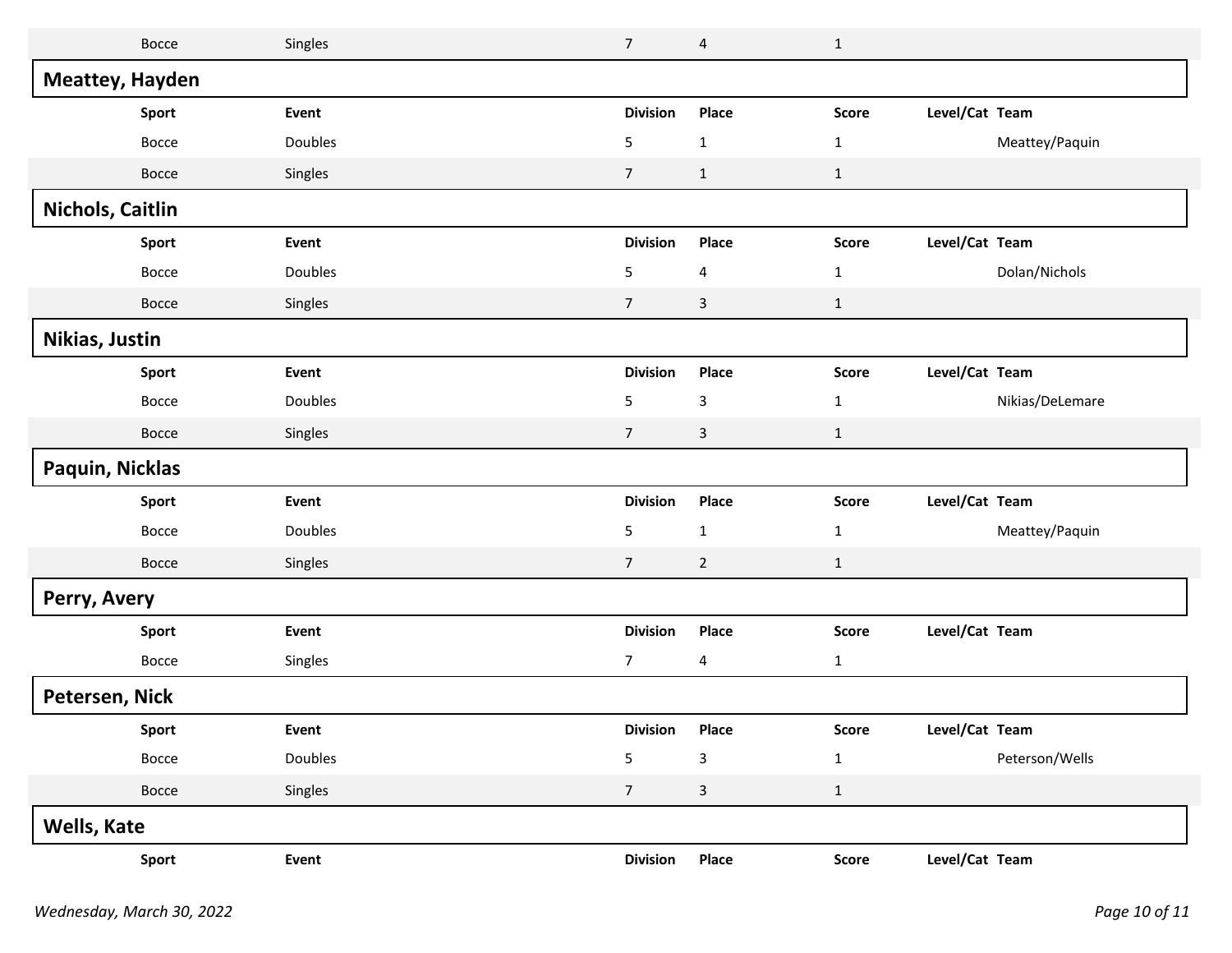| Sport | Event | Division | Place | Score | Level/Cat | Team |
|---|---|---|---|---|---|---|
| Bocce | Singles | 7 | 4 | 1 | | |

## Meattey, Hayden

| Sport | Event | Division | Place | Score | Level/Cat | Team |
|---|---|---|---|---|---|---|
| Bocce | Doubles | 5 | 1 | 1 | | Meattey/Paquin |
| Bocce | Singles | 7 | 1 | 1 | | |

## Nichols, Caitlin

| Sport | Event | Division | Place | Score | Level/Cat | Team |
|---|---|---|---|---|---|---|
| Bocce | Doubles | 5 | 4 | 1 | | Dolan/Nichols |
| Bocce | Singles | 7 | 3 | 1 | | |

## Nikias, Justin

| Sport | Event | Division | Place | Score | Level/Cat | Team |
|---|---|---|---|---|---|---|
| Bocce | Doubles | 5 | 3 | 1 | | Nikias/DeLemare |
| Bocce | Singles | 7 | 3 | 1 | | |

## Paquin, Nicklas

| Sport | Event | Division | Place | Score | Level/Cat | Team |
|---|---|---|---|---|---|---|
| Bocce | Doubles | 5 | 1 | 1 | | Meattey/Paquin |
| Bocce | Singles | 7 | 2 | 1 | | |

## Perry, Avery

| Sport | Event | Division | Place | Score | Level/Cat | Team |
|---|---|---|---|---|---|---|
| Bocce | Singles | 7 | 4 | 1 | | |

## Petersen, Nick

| Sport | Event | Division | Place | Score | Level/Cat | Team |
|---|---|---|---|---|---|---|
| Bocce | Doubles | 5 | 3 | 1 | | Peterson/Wells |
| Bocce | Singles | 7 | 3 | 1 | | |

## Wells, Kate

| Sport | Event | Division | Place | Score | Level/Cat | Team |
|---|---|---|---|---|---|---|

*Wednesday, March 30, 2022*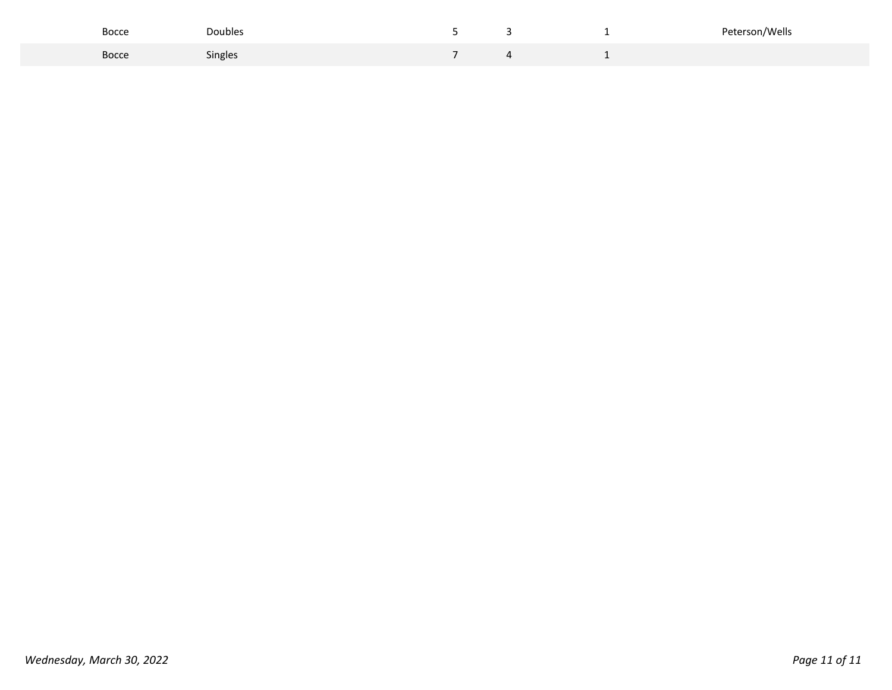| | | | | | |
|---|---|---|---|---|---|
| Bocce | Doubles | 5 | 3 | 1 | Peterson/Wells |
| Bocce | Singles | 7 | 4 | 1 | |

*Wednesday, March 30, 2022*